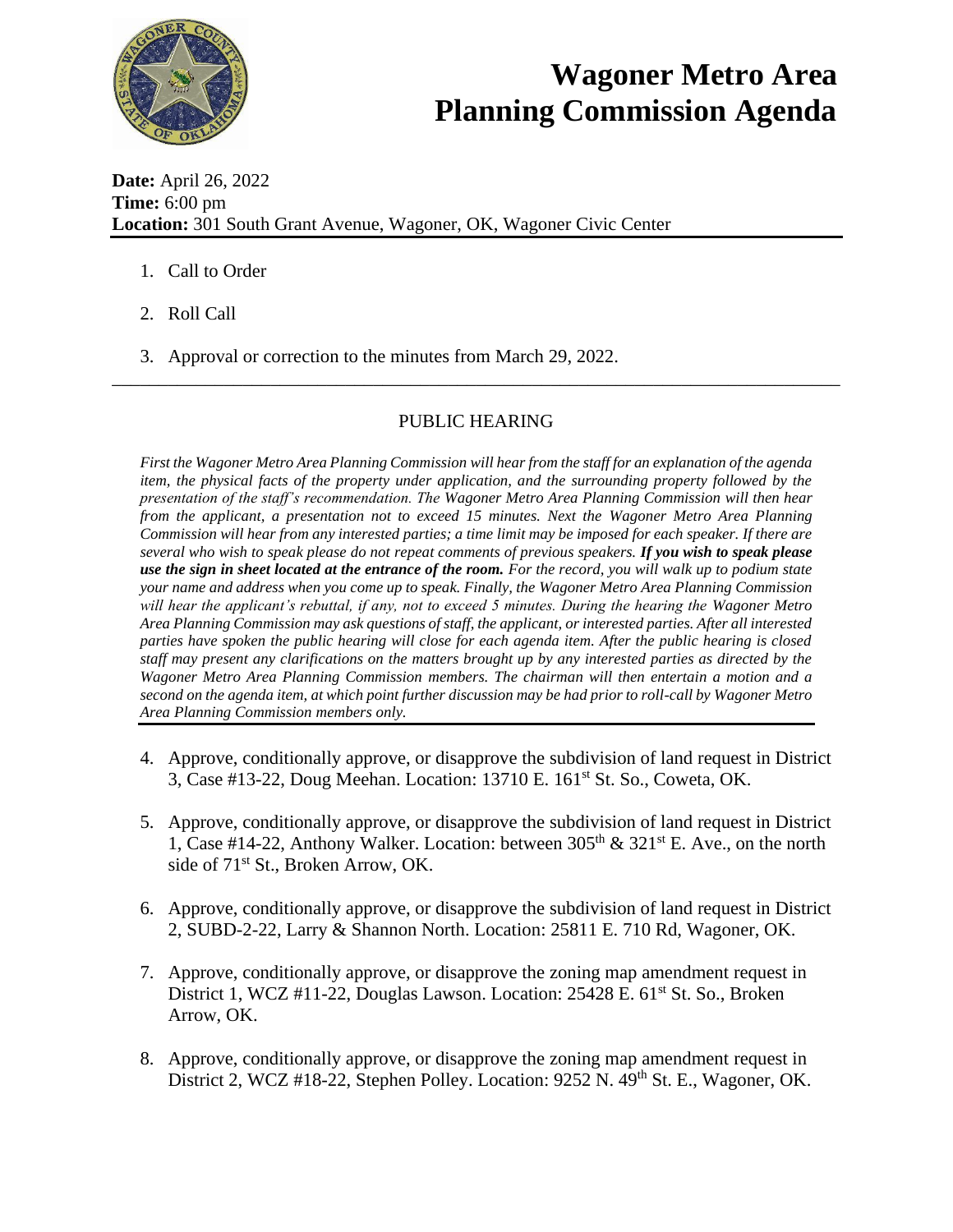# Wagoner Metro Area Planning Commission Agenda

**Date:** April 26, 2022
**Time:** 6:00 pm
**Location:** 301 South Grant Avenue, Wagoner, OK, Wagoner Civic Center

1. Call to Order
2. Roll Call
3. Approval or correction to the minutes from March 29, 2022.

---

## PUBLIC HEARING

*First the Wagoner Metro Area Planning Commission will hear from the staff for an explanation of the agenda item, the physical facts of the property under application, and the surrounding property followed by the presentation of the staff's recommendation. The Wagoner Metro Area Planning Commission will then hear from the applicant, a presentation not to exceed 15 minutes. Next the Wagoner Metro Area Planning Commission will hear from any interested parties; a time limit may be imposed for each speaker. If there are several who wish to speak please do not repeat comments of previous speakers.* ***If you wish to speak please use the sign in sheet located at the entrance of the room.*** *For the record, you will walk up to podium state your name and address when you come up to speak. Finally, the Wagoner Metro Area Planning Commission will hear the applicant's rebuttal, if any, not to exceed 5 minutes. During the hearing the Wagoner Metro Area Planning Commission may ask questions of staff, the applicant, or interested parties. After all interested parties have spoken the public hearing will close for each agenda item. After the public hearing is closed staff may present any clarifications on the matters brought up by any interested parties as directed by the Wagoner Metro Area Planning Commission members. The chairman will then entertain a motion and a second on the agenda item, at which point further discussion may be had prior to roll-call by Wagoner Metro Area Planning Commission members only.*

4. Approve, conditionally approve, or disapprove the subdivision of land request in District 3, Case #13-22, Doug Meehan. Location: 13710 E. 161st St. So., Coweta, OK.
5. Approve, conditionally approve, or disapprove the subdivision of land request in District 1, Case #14-22, Anthony Walker. Location: between 305th & 321st E. Ave., on the north side of 71st St., Broken Arrow, OK.
6. Approve, conditionally approve, or disapprove the subdivision of land request in District 2, SUBD-2-22, Larry & Shannon North. Location: 25811 E. 710 Rd, Wagoner, OK.
7. Approve, conditionally approve, or disapprove the zoning map amendment request in District 1, WCZ #11-22, Douglas Lawson. Location: 25428 E. 61st St. So., Broken Arrow, OK.
8. Approve, conditionally approve, or disapprove the zoning map amendment request in District 2, WCZ #18-22, Stephen Polley. Location: 9252 N. 49th St. E., Wagoner, OK.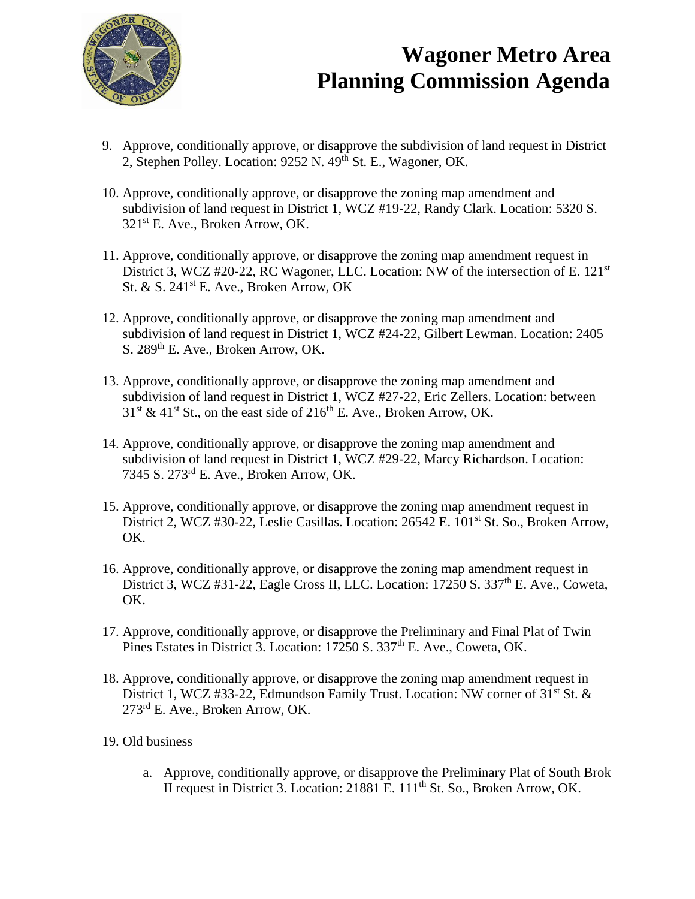# Wagoner Metro Area Planning Commission Agenda

9. Approve, conditionally approve, or disapprove the subdivision of land request in District 2, Stephen Polley. Location: 9252 N. 49th St. E., Wagoner, OK.

10. Approve, conditionally approve, or disapprove the zoning map amendment and subdivision of land request in District 1, WCZ #19-22, Randy Clark. Location: 5320 S. 321st E. Ave., Broken Arrow, OK.

11. Approve, conditionally approve, or disapprove the zoning map amendment request in District 3, WCZ #20-22, RC Wagoner, LLC. Location: NW of the intersection of E. 121st St. & S. 241st E. Ave., Broken Arrow, OK

12. Approve, conditionally approve, or disapprove the zoning map amendment and subdivision of land request in District 1, WCZ #24-22, Gilbert Lewman. Location: 2405 S. 289th E. Ave., Broken Arrow, OK.

13. Approve, conditionally approve, or disapprove the zoning map amendment and subdivision of land request in District 1, WCZ #27-22, Eric Zellers. Location: between 31st & 41st St., on the east side of 216th E. Ave., Broken Arrow, OK.

14. Approve, conditionally approve, or disapprove the zoning map amendment and subdivision of land request in District 1, WCZ #29-22, Marcy Richardson. Location: 7345 S. 273rd E. Ave., Broken Arrow, OK.

15. Approve, conditionally approve, or disapprove the zoning map amendment request in District 2, WCZ #30-22, Leslie Casillas. Location: 26542 E. 101st St. So., Broken Arrow, OK.

16. Approve, conditionally approve, or disapprove the zoning map amendment request in District 3, WCZ #31-22, Eagle Cross II, LLC. Location: 17250 S. 337th E. Ave., Coweta, OK.

17. Approve, conditionally approve, or disapprove the Preliminary and Final Plat of Twin Pines Estates in District 3. Location: 17250 S. 337th E. Ave., Coweta, OK.

18. Approve, conditionally approve, or disapprove the zoning map amendment request in District 1, WCZ #33-22, Edmundson Family Trust. Location: NW corner of 31st St. & 273rd E. Ave., Broken Arrow, OK.

19. Old business

    a. Approve, conditionally approve, or disapprove the Preliminary Plat of South Brok II request in District 3. Location: 21881 E. 111th St. So., Broken Arrow, OK.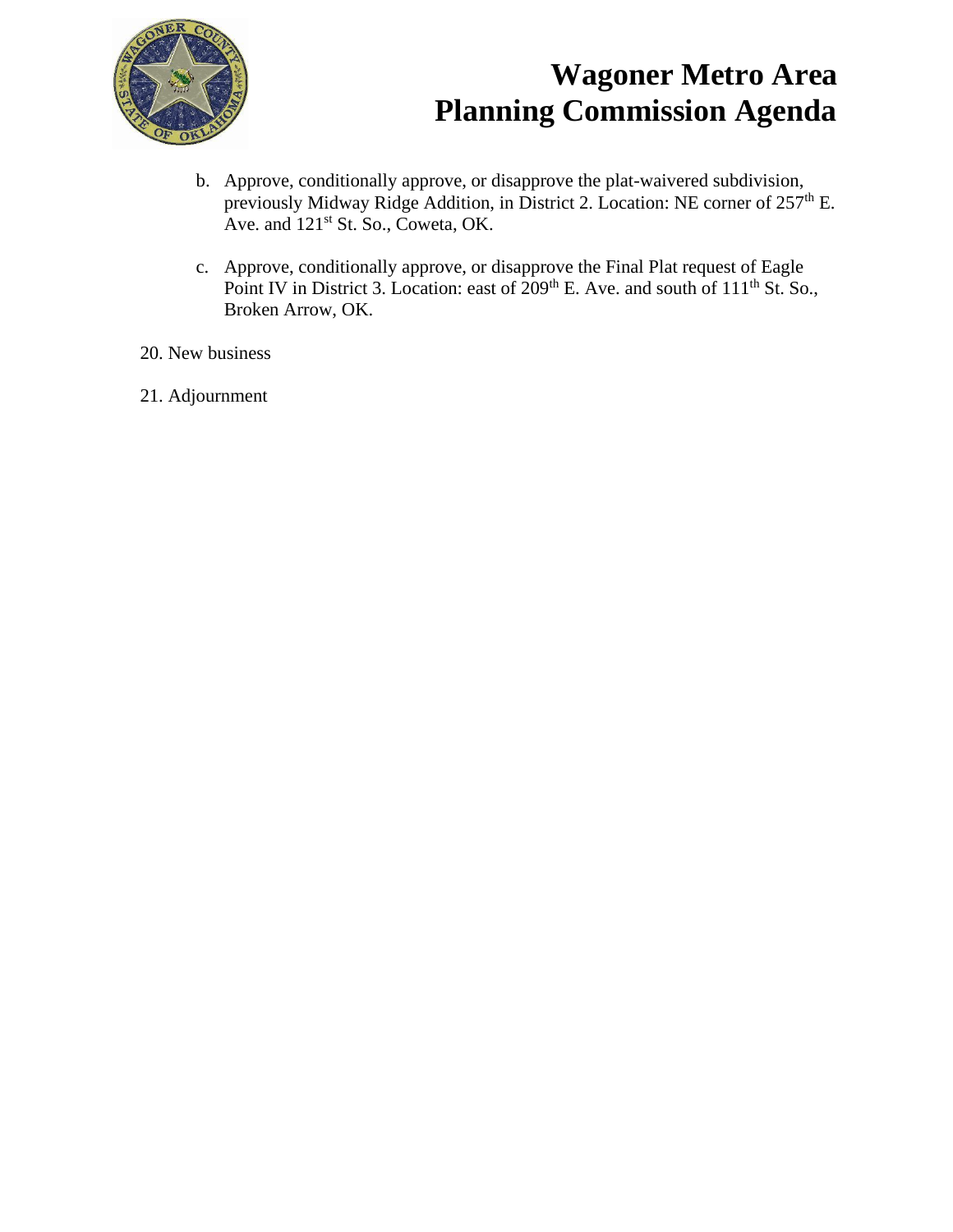b. Approve, conditionally approve, or disapprove the plat-waivered subdivision, previously Midway Ridge Addition, in District 2. Location: NE corner of 257th E. Ave. and 121st St. So., Coweta, OK.

c. Approve, conditionally approve, or disapprove the Final Plat request of Eagle Point IV in District 3. Location: east of 209th E. Ave. and south of 111th St. So., Broken Arrow, OK.

20. New business

21. Adjournment